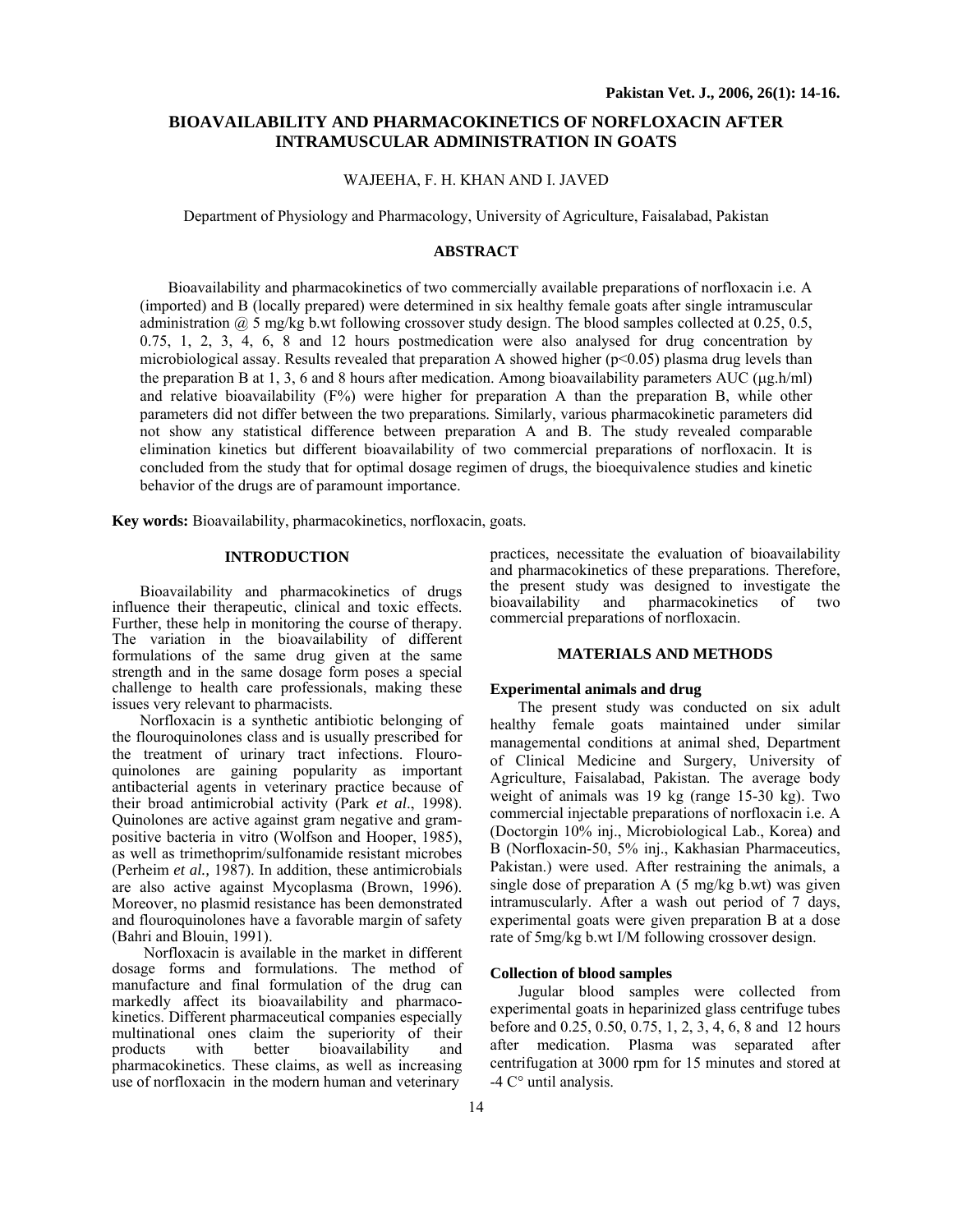# BIOAVAILABILITY AND PHARMACOKINETICS OF NORFLOXACIN AFTER INTRAMUSCULAR ADMINISTRATION IN GOATS

WAJEEHA, F. H. KHAN AND I. JAVED

Department of Physiology and Pharmacology, University of Agriculture, Faisalabad, Pakistan

## ABSTRACT

Bioavailability and pharmacokinetics of two commercially available preparations of norfloxacin i.e. A (imported) and B (locally prepared) were determined in six healthy female goats after single intramuscular administration @ 5 mg/kg b.wt following crossover study design. The blood samples collected at 0.25, 0.5, 0.75, 1, 2, 3, 4, 6, 8 and 12 hours postmedication were also analysed for drug concentration by microbiological assay. Results revealed that preparation A showed higher ($p<0.05$) plasma drug levels than the preparation B at 1, 3, 6 and 8 hours after medication. Among bioavailability parameters AUC (μg.h/ml) and relative bioavailability (F%) were higher for preparation A than the preparation B, while other parameters did not differ between the two preparations. Similarly, various pharmacokinetic parameters did not show any statistical difference between preparation A and B. The study revealed comparable elimination kinetics but different bioavailability of two commercial preparations of norfloxacin. It is concluded from the study that for optimal dosage regimen of drugs, the bioequivalence studies and kinetic behavior of the drugs are of paramount importance.

**Key words:** Bioavailability, pharmacokinetics, norfloxacin, goats.

## INTRODUCTION

Bioavailability and pharmacokinetics of drugs influence their therapeutic, clinical and toxic effects. Further, these help in monitoring the course of therapy. The variation in the bioavailability of different formulations of the same drug given at the same strength and in the same dosage form poses a special challenge to health care professionals, making these issues very relevant to pharmacists.

Norfloxacin is a synthetic antibiotic belonging of the flouroquinolones class and is usually prescribed for the treatment of urinary tract infections. Flouroquinolones are gaining popularity as important antibacterial agents in veterinary practice because of their broad antimicrobial activity (Park *et al*., 1998). Quinolones are active against gram negative and gram-positive bacteria in vitro (Wolfson and Hooper, 1985), as well as trimethoprim/sulfonamide resistant microbes (Perheim *et al.,* 1987). In addition, these antimicrobials are also active against Mycoplasma (Brown, 1996). Moreover, no plasmid resistance has been demonstrated and flouroquinolones have a favorable margin of safety (Bahri and Blouin, 1991).

Norfloxacin is available in the market in different dosage forms and formulations. The method of manufacture and final formulation of the drug can markedly affect its bioavailability and pharmacokinetics. Different pharmaceutical companies especially multinational ones claim the superiority of their products with better bioavailability and pharmacokinetics. These claims, as well as increasing use of norfloxacin in the modern human and veterinary practices, necessitate the evaluation of bioavailability and pharmacokinetics of these preparations. Therefore, the present study was designed to investigate the bioavailability and pharmacokinetics of two commercial preparations of norfloxacin.

## MATERIALS AND METHODS

### Experimental animals and drug

The present study was conducted on six adult healthy female goats maintained under similar managemental conditions at animal shed, Department of Clinical Medicine and Surgery, University of Agriculture, Faisalabad, Pakistan. The average body weight of animals was 19 kg (range 15-30 kg). Two commercial injectable preparations of norfloxacin i.e. A (Doctorgin 10% inj., Microbiological Lab., Korea) and B (Norfloxacin-50, 5% inj., Kakhasian Pharmaceutics, Pakistan.) were used. After restraining the animals, a single dose of preparation A (5 mg/kg b.wt) was given intramuscularly. After a wash out period of 7 days, experimental goats were given preparation B at a dose rate of 5mg/kg b.wt I/M following crossover design.

### Collection of blood samples

Jugular blood samples were collected from experimental goats in heparinized glass centrifuge tubes before and 0.25, 0.50, 0.75, 1, 2, 3, 4, 6, 8 and 12 hours after medication. Plasma was separated after centrifugation at 3000 rpm for 15 minutes and stored at -4 C° until analysis.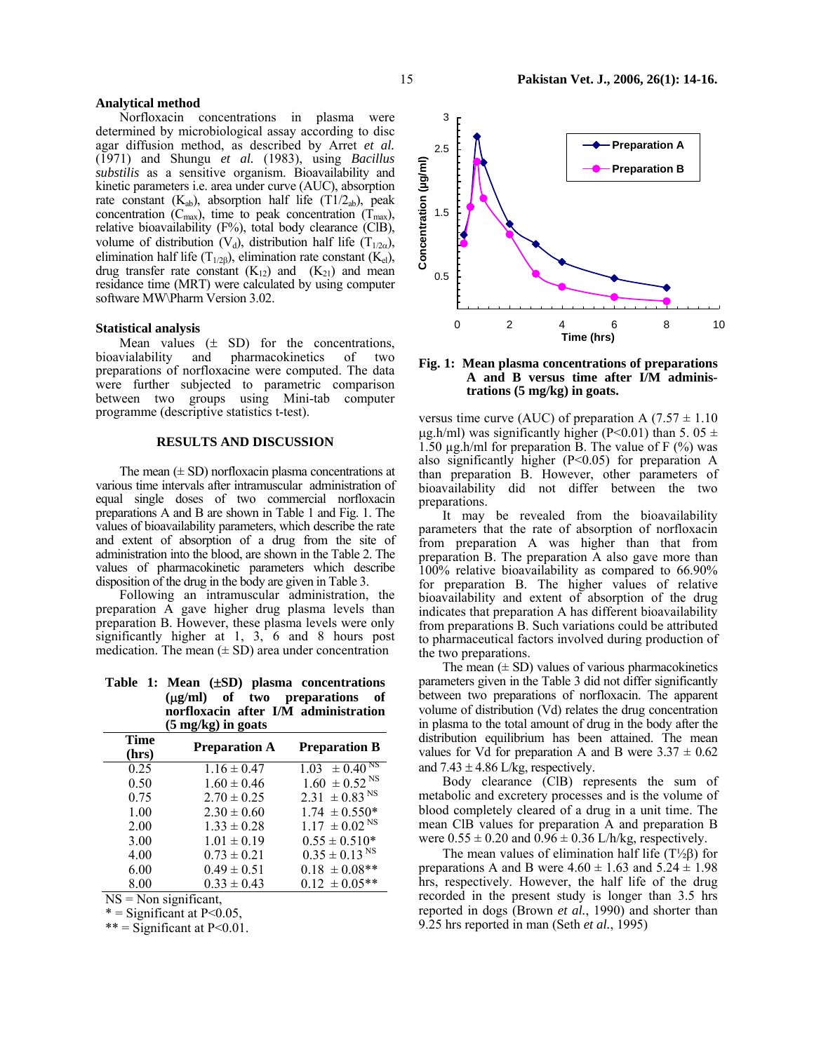### Analytical method

Norfloxacin concentrations in plasma were determined by microbiological assay according to disc agar diffusion method, as described by Arret *et al.* (1971) and Shungu *et al.* (1983), using *Bacillus substilis* as a sensitive organism. Bioavailability and kinetic parameters i.e. area under curve (AUC), absorption rate constant ($K_{ab}$), absorption half life ($T1/2_{ab}$), peak concentration ($C_{max}$), time to peak concentration ($T_{max}$), relative bioavailability (F%), total body clearance (ClB), volume of distribution ($V_d$), distribution half life ($T_{1/2\alpha}$), elimination half life ($T_{1/2\beta}$), elimination rate constant ($K_{el}$), drug transfer rate constant ($K_{12}$) and ($K_{21}$) and mean residance time (MRT) were calculated by using computer software MW\Pharm Version 3.02.

### Statistical analysis

Mean values (± SD) for the concentrations, bioavialability and pharmacokinetics of two preparations of norfloxacine were computed. The data were further subjected to parametric comparison between two groups using Mini-tab computer programme (descriptive statistics t-test).

## RESULTS AND DISCUSSION

The mean (± SD) norfloxacin plasma concentrations at various time intervals after intramuscular administration of equal single doses of two commercial norfloxacin preparations A and B are shown in Table 1 and Fig. 1. The values of bioavailability parameters, which describe the rate and extent of absorption of a drug from the site of administration into the blood, are shown in the Table 2. The values of pharmacokinetic parameters which describe disposition of the drug in the body are given in Table 3.

Following an intramuscular administration, the preparation A gave higher drug plasma levels than preparation B. However, these plasma levels were only significantly higher at 1, 3, 6 and 8 hours post medication. The mean (± SD) area under concentration versus time curve (AUC) of preparation A (7.57 ± 1.10 μg.h/ml) was significantly higher (P<0.01) than 5. 05 ± 1.50 μg.h/ml for preparation B. The value of F (%) was also significantly higher (P<0.05) for preparation A than preparation B. However, other parameters of bioavailability did not differ between the two preparations.

**Table 1: Mean (±SD) plasma concentrations (μg/ml) of two preparations of norfloxacin after I/M administration (5 mg/kg) in goats**

| Time (hrs) | Preparation A | Preparation B |
|---|---|---|
| 0.25 | 1.16 ± 0.47 | 1.03 ± 0.40 NS |
| 0.50 | 1.60 ± 0.46 | 1.60 ± 0.52 NS |
| 0.75 | 2.70 ± 0.25 | 2.31 ± 0.83 NS |
| 1.00 | 2.30 ± 0.60 | 1.74 ± 0.550* |
| 2.00 | 1.33 ± 0.28 | 1.17 ± 0.02 NS |
| 3.00 | 1.01 ± 0.19 | 0.55 ± 0.510* |
| 4.00 | 0.73 ± 0.21 | 0.35 ± 0.13 NS |
| 6.00 | 0.49 ± 0.51 | 0.18 ± 0.08** |
| 8.00 | 0.33 ± 0.43 | 0.12 ± 0.05** |

NS = Non significant,
* = Significant at P<0.05,
** = Significant at P<0.01.

**Fig. 1: Mean plasma concentrations of preparations A and B versus time after I/M administrations (5 mg/kg) in goats.**

It may be revealed from the bioavailability parameters that the rate of absorption of norfloxacin from preparation A was higher than that from preparation B. The preparation A also gave more than 100% relative bioavailability as compared to 66.90% for preparation B. The higher values of relative bioavailability and extent of absorption of the drug indicates that preparation A has different bioavailability from preparations B. Such variations could be attributed to pharmaceutical factors involved during production of the two preparations.

The mean (± SD) values of various pharmacokinetics parameters given in the Table 3 did not differ significantly between two preparations of norfloxacin. The apparent volume of distribution (Vd) relates the drug concentration in plasma to the total amount of drug in the body after the distribution equilibrium has been attained. The mean values for Vd for preparation A and B were 3.37 ± 0.62 and 7.43 ± 4.86 L/kg, respectively.

Body clearance (ClB) represents the sum of metabolic and excretery processes and is the volume of blood completely cleared of a drug in a unit time. The mean ClB values for preparation A and preparation B were 0.55 ± 0.20 and 0.96 ± 0.36 L/h/kg, respectively.

The mean values of elimination half life ($T½\beta$) for preparations A and B were 4.60 ± 1.63 and 5.24 ± 1.98 hrs, respectively. However, the half life of the drug recorded in the present study is longer than 3.5 hrs reported in dogs (Brown *et al.*, 1990) and shorter than 9.25 hrs reported in man (Seth *et al.*, 1995)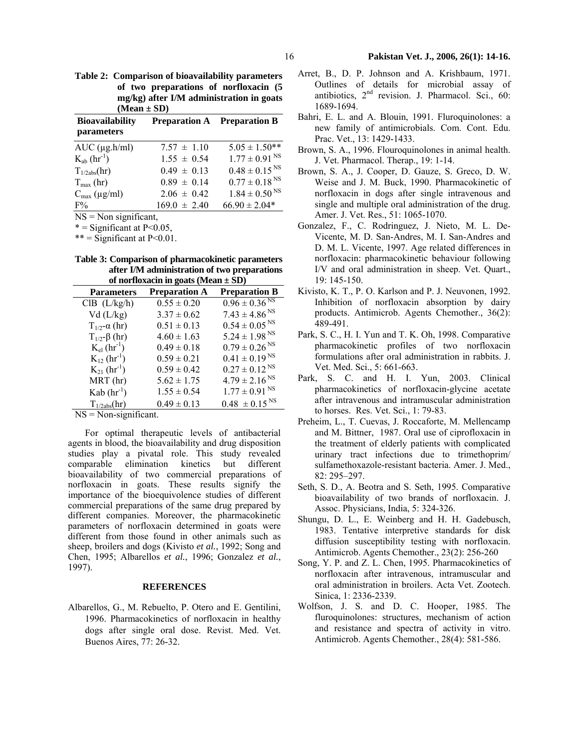**Table 2: Comparison of bioavailability parameters of two preparations of norfloxacin (5 mg/kg) after I/M administration in goats (Mean ± SD)**

| Bioavailability parameters | Preparation A | Preparation B |
|---|---|---|
| AUC (μg.h/ml) | 7.57 ± 1.10 | 5.05 ± 1.50** |
| $K_{ab}$ ($hr^{-1}$) | 1.55 ± 0.54 | 1.77 ± 0.91 NS |
| $T_{1/2abs}$(hr) | 0.49 ± 0.13 | 0.48 ± 0.15 NS |
| $T_{max}$ (hr) | 0.89 ± 0.14 | 0.77 ± 0.18 NS |
| $C_{max}$ (μg/ml) | 2.06 ± 0.42 | 1.84 ± 0.50 NS |
| F% | 169.0 ± 2.40 | 66.90 ± 2.04* |

NS = Non significant,

* = Significant at P<0.05,

** = Significant at P<0.01.

**Table 3: Comparison of pharmacokinetic parameters after I/M administration of two preparations of norfloxacin in goats (Mean ± SD)**

| Parameters | Preparation A | Preparation B |
|---|---|---|
| ClB (L/kg/h) | 0.55 ± 0.20 | 0.96 ± 0.36 NS |
| Vd (L/kg) | 3.37 ± 0.62 | 7.43 ± 4.86 NS |
| $T_{1/2}$-α (hr) | 0.51 ± 0.13 | 0.54 ± 0.05 NS |
| $T_{1/2}$-β (hr) | 4.60 ± 1.63 | 5.24 ± 1.98 NS |
| $K_{el}$ ($hr^{-1}$) | 0.49 ± 0.18 | 0.79 ± 0.26 NS |
| $K_{12}$ ($hr^{-1}$) | 0.59 ± 0.21 | 0.41 ± 0.19 NS |
| $K_{21}$ ($hr^{-1}$) | 0.59 ± 0.42 | 0.27 ± 0.12 NS |
| MRT (hr) | 5.62 ± 1.75 | 4.79 ± 2.16 NS |
| Kab ($hr^{-1}$) | 1.55 ± 0.54 | 1.77 ± 0.91 NS |
| $T_{1/2abs}$(hr) | 0.49 ± 0.13 | 0.48 ± 0.15 NS |

NS = Non-significant.

For optimal therapeutic levels of antibacterial agents in blood, the bioavailability and drug disposition studies play a pivatal role. This study revealed comparable elimination kinetics but different bioavailability of two commercial preparations of norfloxacin in goats. These results signify the importance of the bioequivolence studies of different commercial preparations of the same drug prepared by different companies. Moreover, the pharmacokinetic parameters of norfloxacin determined in goats were different from those found in other animals such as sheep, broilers and dogs (Kivisto *et al.*, 1992; Song and Chen, 1995; Albarellos *et al.*, 1996; Gonzalez *et al.*, 1997).

## REFERENCES

Albarellos, G., M. Rebuelto, P. Otero and E. Gentilini, 1996. Pharmacokinetics of norfloxacin in healthy dogs after single oral dose. Revist. Med. Vet. Buenos Aires, 77: 26-32.

Arret, B., D. P. Johnson and A. Krishbaum, 1971. Outlines of details for microbial assay of antibiotics, 2nd revision. J. Pharmacol. Sci., 60: 1689-1694.

Bahri, E. L. and A. Blouin, 1991. Fluroquinolones: a new family of antimicrobials. Com. Cont. Edu. Prac. Vet., 13: 1429-1433.

Brown, S. A., 1996. Flouroquinolones in animal health. J. Vet. Pharmacol. Therap., 19: 1-14.

Brown, S. A., J. Cooper, D. Gauze, S. Greco, D. W. Weise and J. M. Buck, 1990. Pharmacokinetic of norfloxacin in dogs after single intravenous and single and multiple oral administration of the drug. Amer. J. Vet. Res., 51: 1065-1070.

Gonzalez, F., C. Rodringuez, J. Nieto, M. L. De-Vicente, M. D. San-Andres, M. I. San-Andres and D. M. L. Vicente, 1997. Age related differences in norfloxacin: pharmacokinetic behaviour following I/V and oral administration in sheep. Vet. Quart., 19: 145-150.

Kivisto, K. T., P. O. Karlson and P. J. Neuvonen, 1992. Inhibition of norfloxacin absorption by dairy products. Antimicrob. Agents Chemother., 36(2): 489-491.

Park, S. C., H. I. Yun and T. K. Oh, 1998. Comparative pharmacokinetic profiles of two norfloxacin formulations after oral administration in rabbits. J. Vet. Med. Sci., 5: 661-663.

Park, S. C. and H. I. Yun, 2003. Clinical pharmacokinetics of norfloxacin-glycine acetate after intravenous and intramuscular administration to horses. Res. Vet. Sci., 1: 79-83.

Preheim, L., T. Cuevas, J. Roccaforte, M. Mellencamp and M. Bittner, 1987. Oral use of ciprofloxacin in the treatment of elderly patients with complicated urinary tract infections due to trimethoprim/ sulfamethoxazole-resistant bacteria. Amer. J. Med., 82: 295–297.

Seth, S. D., A. Beotra and S. Seth, 1995. Comparative bioavailability of two brands of norfloxacin. J. Assoc. Physicians, India, 5: 324-326.

Shungu, D. L., E. Weinberg and H. H. Gadebusch, 1983. Tentative interpretive standards for disk diffusion susceptibility testing with norfloxacin. Antimicrob. Agents Chemother., 23(2): 256-260

Song, Y. P. and Z. L. Chen, 1995. Pharmacokinetics of norfloxacin after intravenous, intramuscular and oral administration in broilers. Acta Vet. Zootech. Sinica, 1: 2336-2339.

Wolfson, J. S. and D. C. Hooper, 1985. The fluroquinolones: structures, mechanism of action and resistance and spectra of activity in vitro. Antimicrob. Agents Chemother., 28(4): 581-586.